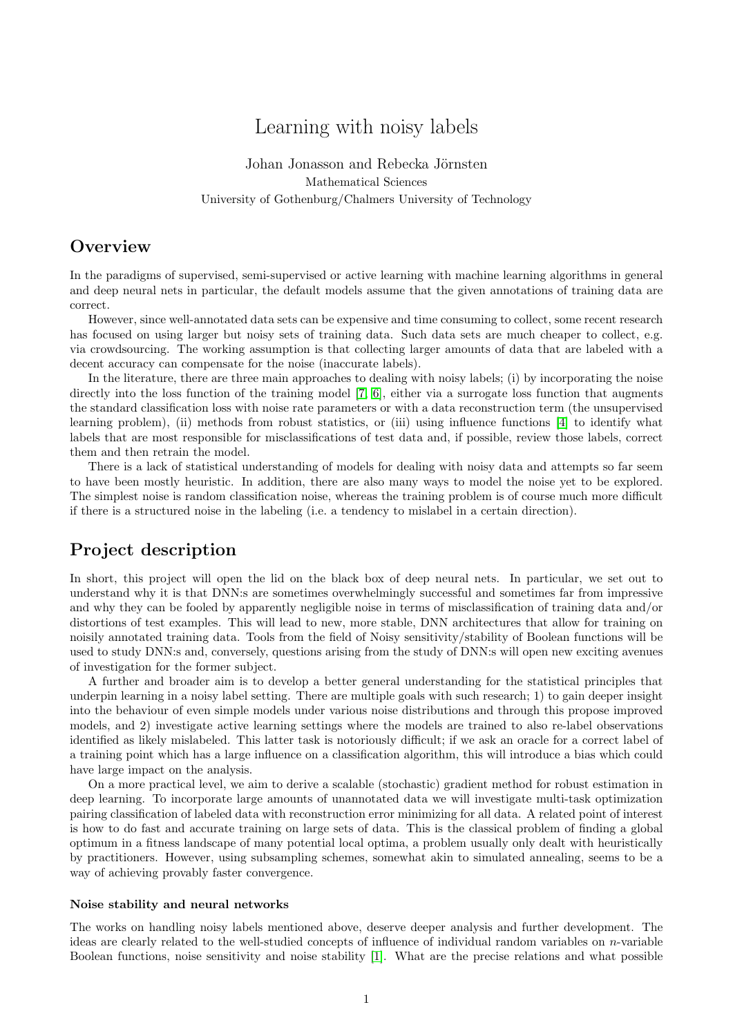# Learning with noisy labels

Johan Jonasson and Rebecka Jörnsten
Mathematical Sciences
University of Gothenburg/Chalmers University of Technology

## Overview

In the paradigms of supervised, semi-supervised or active learning with machine learning algorithms in general and deep neural nets in particular, the default models assume that the given annotations of training data are correct.

However, since well-annotated data sets can be expensive and time consuming to collect, some recent research has focused on using larger but noisy sets of training data. Such data sets are much cheaper to collect, e.g. via crowdsourcing. The working assumption is that collecting larger amounts of data that are labeled with a decent accuracy can compensate for the noise (inaccurate labels).

In the literature, there are three main approaches to dealing with noisy labels; (i) by incorporating the noise directly into the loss function of the training model [7, 6], either via a surrogate loss function that augments the standard classification loss with noise rate parameters or with a data reconstruction term (the unsupervised learning problem), (ii) methods from robust statistics, or (iii) using influence functions [4] to identify what labels that are most responsible for misclassifications of test data and, if possible, review those labels, correct them and then retrain the model.

There is a lack of statistical understanding of models for dealing with noisy data and attempts so far seem to have been mostly heuristic. In addition, there are also many ways to model the noise yet to be explored. The simplest noise is random classification noise, whereas the training problem is of course much more difficult if there is a structured noise in the labeling (i.e. a tendency to mislabel in a certain direction).

## Project description

In short, this project will open the lid on the black box of deep neural nets. In particular, we set out to understand why it is that DNN:s are sometimes overwhelmingly successful and sometimes far from impressive and why they can be fooled by apparently negligible noise in terms of misclassification of training data and/or distortions of test examples. This will lead to new, more stable, DNN architectures that allow for training on noisily annotated training data. Tools from the field of Noisy sensitivity/stability of Boolean functions will be used to study DNN:s and, conversely, questions arising from the study of DNN:s will open new exciting avenues of investigation for the former subject.

A further and broader aim is to develop a better general understanding for the statistical principles that underpin learning in a noisy label setting. There are multiple goals with such research; 1) to gain deeper insight into the behaviour of even simple models under various noise distributions and through this propose improved models, and 2) investigate active learning settings where the models are trained to also re-label observations identified as likely mislabeled. This latter task is notoriously difficult; if we ask an oracle for a correct label of a training point which has a large influence on a classification algorithm, this will introduce a bias which could have large impact on the analysis.

On a more practical level, we aim to derive a scalable (stochastic) gradient method for robust estimation in deep learning. To incorporate large amounts of unannotated data we will investigate multi-task optimization pairing classification of labeled data with reconstruction error minimizing for all data. A related point of interest is how to do fast and accurate training on large sets of data. This is the classical problem of finding a global optimum in a fitness landscape of many potential local optima, a problem usually only dealt with heuristically by practitioners. However, using subsampling schemes, somewhat akin to simulated annealing, seems to be a way of achieving provably faster convergence.

### Noise stability and neural networks

The works on handling noisy labels mentioned above, deserve deeper analysis and further development. The ideas are clearly related to the well-studied concepts of influence of individual random variables on $n$-variable Boolean functions, noise sensitivity and noise stability [1]. What are the precise relations and what possible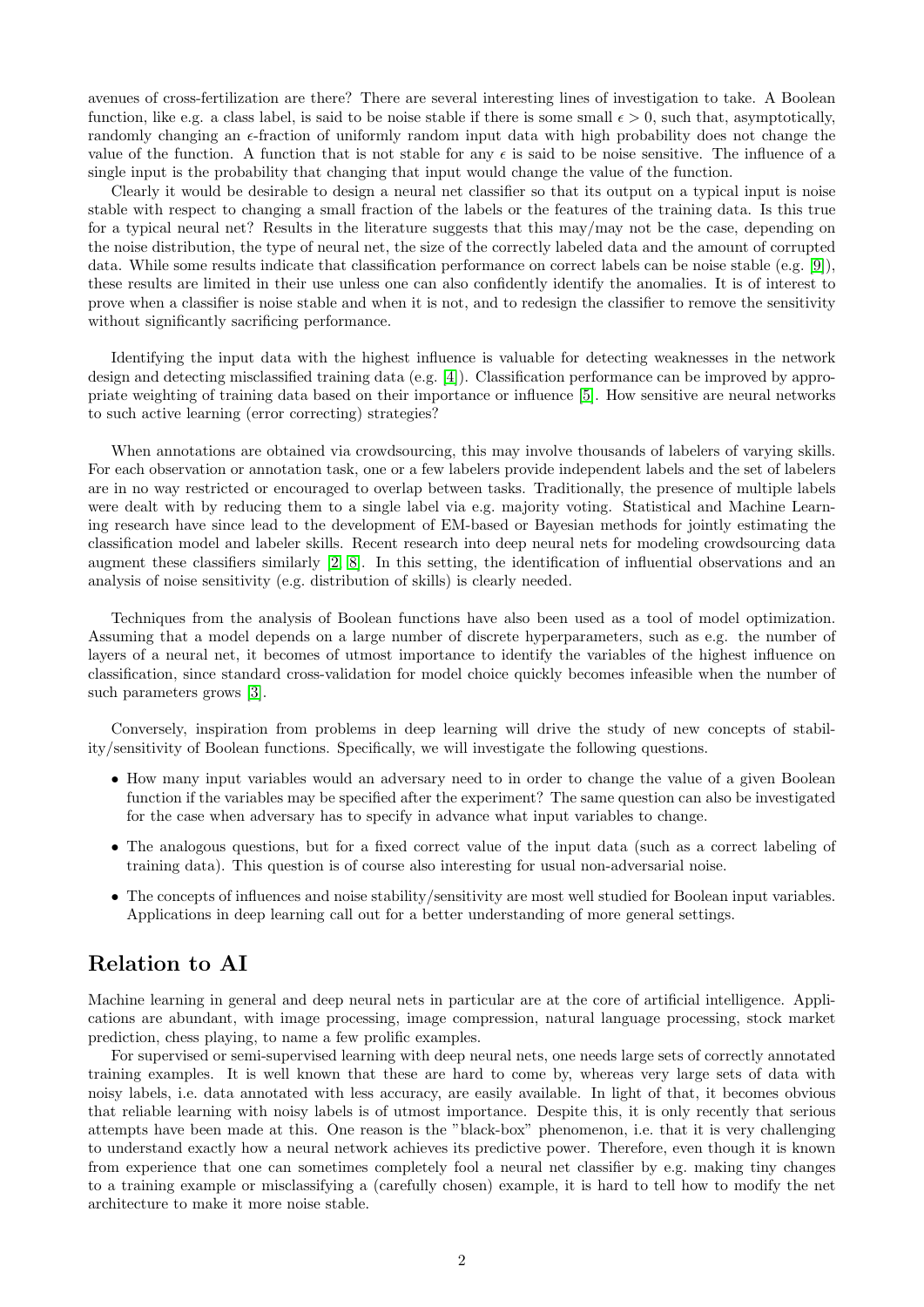avenues of cross-fertilization are there? There are several interesting lines of investigation to take. A Boolean function, like e.g. a class label, is said to be noise stable if there is some small $\epsilon > 0$, such that, asymptotically, randomly changing an $\epsilon$-fraction of uniformly random input data with high probability does not change the value of the function. A function that is not stable for any $\epsilon$ is said to be noise sensitive. The influence of a single input is the probability that changing that input would change the value of the function.

Clearly it would be desirable to design a neural net classifier so that its output on a typical input is noise stable with respect to changing a small fraction of the labels or the features of the training data. Is this true for a typical neural net? Results in the literature suggests that this may/may not be the case, depending on the noise distribution, the type of neural net, the size of the correctly labeled data and the amount of corrupted data. While some results indicate that classification performance on correct labels can be noise stable (e.g. [9]), these results are limited in their use unless one can also confidently identify the anomalies. It is of interest to prove when a classifier is noise stable and when it is not, and to redesign the classifier to remove the sensitivity without significantly sacrificing performance.

Identifying the input data with the highest influence is valuable for detecting weaknesses in the network design and detecting misclassified training data (e.g. [4]). Classification performance can be improved by appropriate weighting of training data based on their importance or influence [5]. How sensitive are neural networks to such active learning (error correcting) strategies?

When annotations are obtained via crowdsourcing, this may involve thousands of labelers of varying skills. For each observation or annotation task, one or a few labelers provide independent labels and the set of labelers are in no way restricted or encouraged to overlap between tasks. Traditionally, the presence of multiple labels were dealt with by reducing them to a single label via e.g. majority voting. Statistical and Machine Learning research have since lead to the development of EM-based or Bayesian methods for jointly estimating the classification model and labeler skills. Recent research into deep neural nets for modeling crowdsourcing data augment these classifiers similarly [2, 8]. In this setting, the identification of influential observations and an analysis of noise sensitivity (e.g. distribution of skills) is clearly needed.

Techniques from the analysis of Boolean functions have also been used as a tool of model optimization. Assuming that a model depends on a large number of discrete hyperparameters, such as e.g. the number of layers of a neural net, it becomes of utmost importance to identify the variables of the highest influence on classification, since standard cross-validation for model choice quickly becomes infeasible when the number of such parameters grows [3].

Conversely, inspiration from problems in deep learning will drive the study of new concepts of stability/sensitivity of Boolean functions. Specifically, we will investigate the following questions.

- How many input variables would an adversary need to in order to change the value of a given Boolean function if the variables may be specified after the experiment? The same question can also be investigated for the case when adversary has to specify in advance what input variables to change.
- The analogous questions, but for a fixed correct value of the input data (such as a correct labeling of training data). This question is of course also interesting for usual non-adversarial noise.
- The concepts of influences and noise stability/sensitivity are most well studied for Boolean input variables. Applications in deep learning call out for a better understanding of more general settings.

## Relation to AI

Machine learning in general and deep neural nets in particular are at the core of artificial intelligence. Applications are abundant, with image processing, image compression, natural language processing, stock market prediction, chess playing, to name a few prolific examples.

For supervised or semi-supervised learning with deep neural nets, one needs large sets of correctly annotated training examples. It is well known that these are hard to come by, whereas very large sets of data with noisy labels, i.e. data annotated with less accuracy, are easily available. In light of that, it becomes obvious that reliable learning with noisy labels is of utmost importance. Despite this, it is only recently that serious attempts have been made at this. One reason is the "black-box" phenomenon, i.e. that it is very challenging to understand exactly how a neural network achieves its predictive power. Therefore, even though it is known from experience that one can sometimes completely fool a neural net classifier by e.g. making tiny changes to a training example or misclassifying a (carefully chosen) example, it is hard to tell how to modify the net architecture to make it more noise stable.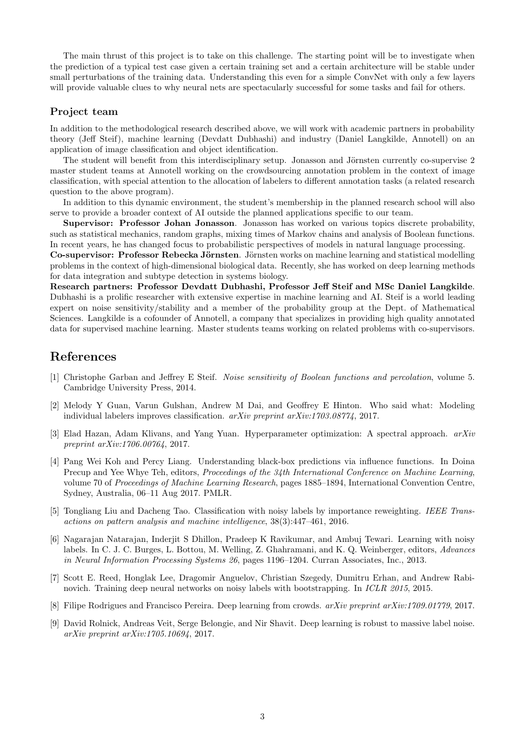The main thrust of this project is to take on this challenge. The starting point will be to investigate when the prediction of a typical test case given a certain training set and a certain architecture will be stable under small perturbations of the training data. Understanding this even for a simple ConvNet with only a few layers will provide valuable clues to why neural nets are spectacularly successful for some tasks and fail for others.

### Project team

In addition to the methodological research described above, we will work with academic partners in probability theory (Jeff Steif), machine learning (Devdatt Dubhashi) and industry (Daniel Langkilde, Annotell) on an application of image classification and object identification.

The student will benefit from this interdisciplinary setup. Jonasson and Jörnsten currently co-supervise 2 master student teams at Annotell working on the crowdsourcing annotation problem in the context of image classification, with special attention to the allocation of labelers to different annotation tasks (a related research question to the above program).

In addition to this dynamic environment, the student's membership in the planned research school will also serve to provide a broader context of AI outside the planned applications specific to our team.

**Supervisor: Professor Johan Jonasson**. Jonasson has worked on various topics discrete probability, such as statistical mechanics, random graphs, mixing times of Markov chains and analysis of Boolean functions. In recent years, he has changed focus to probabilistic perspectives of models in natural language processing.

**Co-supervisor: Professor Rebecka Jörnsten**. Jörnsten works on machine learning and statistical modelling problems in the context of high-dimensional biological data. Recently, she has worked on deep learning methods for data integration and subtype detection in systems biology.

**Research partners: Professor Devdatt Dubhashi, Professor Jeff Steif and MSc Daniel Langkilde**. Dubhashi is a prolific researcher with extensive expertise in machine learning and AI. Steif is a world leading expert on noise sensitivity/stability and a member of the probability group at the Dept. of Mathematical Sciences. Langkilde is a cofounder of Annotell, a company that specializes in providing high quality annotated data for supervised machine learning. Master students teams working on related problems with co-supervisors.

## References

[1] Christophe Garban and Jeffrey E Steif. *Noise sensitivity of Boolean functions and percolation*, volume 5. Cambridge University Press, 2014.

[2] Melody Y Guan, Varun Gulshan, Andrew M Dai, and Geoffrey E Hinton. Who said what: Modeling individual labelers improves classification. *arXiv preprint arXiv:1703.08774*, 2017.

[3] Elad Hazan, Adam Klivans, and Yang Yuan. Hyperparameter optimization: A spectral approach. *arXiv preprint arXiv:1706.00764*, 2017.

[4] Pang Wei Koh and Percy Liang. Understanding black-box predictions via influence functions. In Doina Precup and Yee Whye Teh, editors, *Proceedings of the 34th International Conference on Machine Learning*, volume 70 of *Proceedings of Machine Learning Research*, pages 1885–1894, International Convention Centre, Sydney, Australia, 06–11 Aug 2017. PMLR.

[5] Tongliang Liu and Dacheng Tao. Classification with noisy labels by importance reweighting. *IEEE Transactions on pattern analysis and machine intelligence*, 38(3):447–461, 2016.

[6] Nagarajan Natarajan, Inderjit S Dhillon, Pradeep K Ravikumar, and Ambuj Tewari. Learning with noisy labels. In C. J. C. Burges, L. Bottou, M. Welling, Z. Ghahramani, and K. Q. Weinberger, editors, *Advances in Neural Information Processing Systems 26*, pages 1196–1204. Curran Associates, Inc., 2013.

[7] Scott E. Reed, Honglak Lee, Dragomir Anguelov, Christian Szegedy, Dumitru Erhan, and Andrew Rabinovich. Training deep neural networks on noisy labels with bootstrapping. In *ICLR 2015*, 2015.

[8] Filipe Rodrigues and Francisco Pereira. Deep learning from crowds. *arXiv preprint arXiv:1709.01779*, 2017.

[9] David Rolnick, Andreas Veit, Serge Belongie, and Nir Shavit. Deep learning is robust to massive label noise. *arXiv preprint arXiv:1705.10694*, 2017.